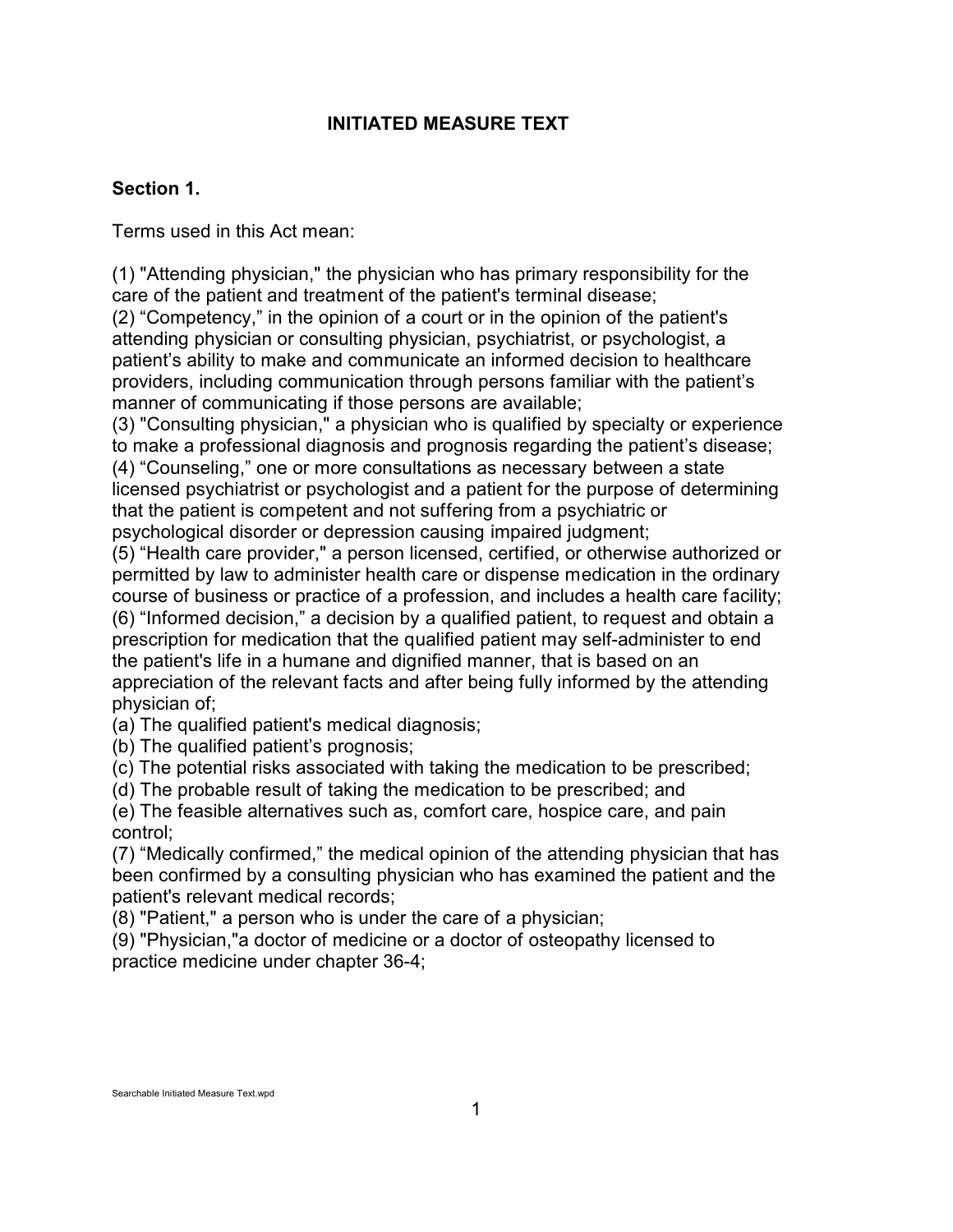# INITIATED MEASURE TEXT

## Section 1.

Terms used in this Act mean:

(1) "Attending physician," the physician who has primary responsibility for the care of the patient and treatment of the patient's terminal disease;
(2) "Competency," in the opinion of a court or in the opinion of the patient's attending physician or consulting physician, psychiatrist, or psychologist, a patient's ability to make and communicate an informed decision to healthcare providers, including communication through persons familiar with the patient's manner of communicating if those persons are available;
(3) "Consulting physician," a physician who is qualified by specialty or experience to make a professional diagnosis and prognosis regarding the patient's disease;
(4) "Counseling," one or more consultations as necessary between a state licensed psychiatrist or psychologist and a patient for the purpose of determining that the patient is competent and not suffering from a psychiatric or psychological disorder or depression causing impaired judgment;
(5) "Health care provider," a person licensed, certified, or otherwise authorized or permitted by law to administer health care or dispense medication in the ordinary course of business or practice of a profession, and includes a health care facility;
(6) "Informed decision," a decision by a qualified patient, to request and obtain a prescription for medication that the qualified patient may self-administer to end the patient's life in a humane and dignified manner, that is based on an appreciation of the relevant facts and after being fully informed by the attending physician of;
(a) The qualified patient's medical diagnosis;
(b) The qualified patient's prognosis;
(c) The potential risks associated with taking the medication to be prescribed;
(d) The probable result of taking the medication to be prescribed; and
(e) The feasible alternatives such as, comfort care, hospice care, and pain control;
(7) "Medically confirmed," the medical opinion of the attending physician that has been confirmed by a consulting physician who has examined the patient and the patient's relevant medical records;
(8) "Patient," a person who is under the care of a physician;
(9) "Physician,"a doctor of medicine or a doctor of osteopathy licensed to practice medicine under chapter 36-4;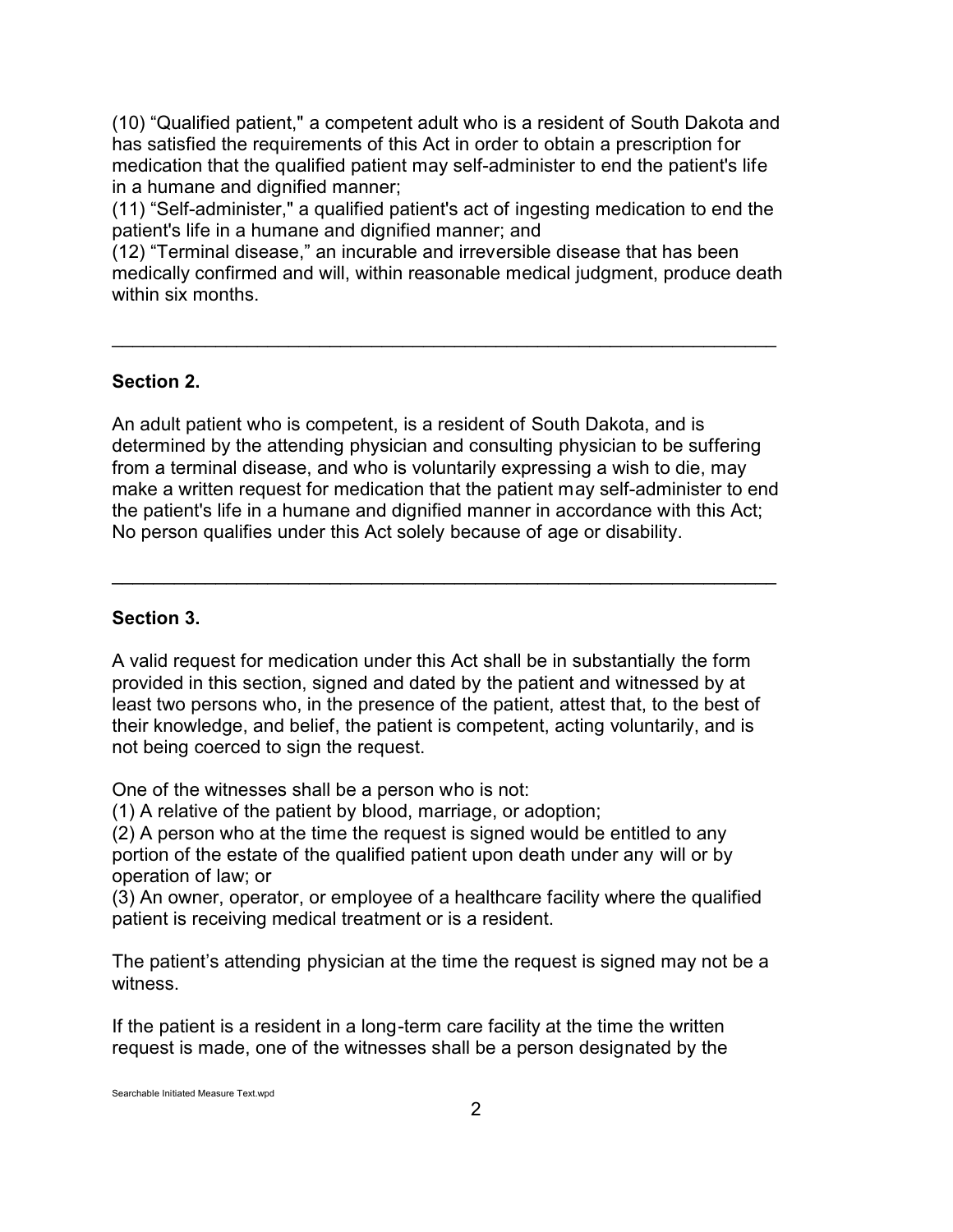(10) “Qualified patient," a competent adult who is a resident of South Dakota and has satisfied the requirements of this Act in order to obtain a prescription for medication that the qualified patient may self-administer to end the patient's life in a humane and dignified manner;
(11) “Self-administer," a qualified patient's act of ingesting medication to end the patient's life in a humane and dignified manner; and
(12) “Terminal disease,” an incurable and irreversible disease that has been medically confirmed and will, within reasonable medical judgment, produce death within six months.

---

**Section 2.**

An adult patient who is competent, is a resident of South Dakota, and is determined by the attending physician and consulting physician to be suffering from a terminal disease, and who is voluntarily expressing a wish to die, may make a written request for medication that the patient may self-administer to end the patient's life in a humane and dignified manner in accordance with this Act; No person qualifies under this Act solely because of age or disability.

---

**Section 3.**

A valid request for medication under this Act shall be in substantially the form provided in this section, signed and dated by the patient and witnessed by at least two persons who, in the presence of the patient, attest that, to the best of their knowledge, and belief, the patient is competent, acting voluntarily, and is not being coerced to sign the request.

One of the witnesses shall be a person who is not:
(1) A relative of the patient by blood, marriage, or adoption;
(2) A person who at the time the request is signed would be entitled to any portion of the estate of the qualified patient upon death under any will or by operation of law; or
(3) An owner, operator, or employee of a healthcare facility where the qualified patient is receiving medical treatment or is a resident.

The patient’s attending physician at the time the request is signed may not be a witness.

If the patient is a resident in a long-term care facility at the time the written request is made, one of the witnesses shall be a person designated by the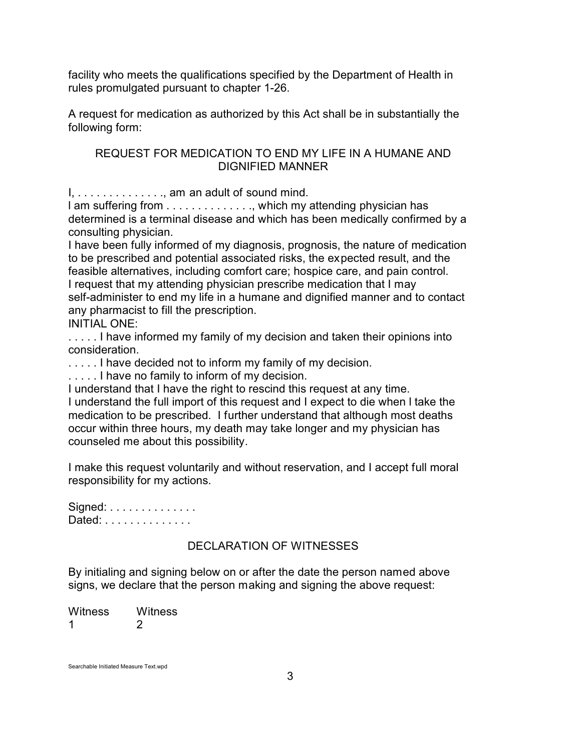facility who meets the qualifications specified by the Department of Health in rules promulgated pursuant to chapter 1-26.

A request for medication as authorized by this Act shall be in substantially the following form:

### REQUEST FOR MEDICATION TO END MY LIFE IN A HUMANE AND DIGNIFIED MANNER

I, . . . . . . . . . . . . . ., am an adult of sound mind.
I am suffering from . . . . . . . . . . . . . ., which my attending physician has determined is a terminal disease and which has been medically confirmed by a consulting physician.
I have been fully informed of my diagnosis, prognosis, the nature of medication to be prescribed and potential associated risks, the expected result, and the feasible alternatives, including comfort care; hospice care, and pain control.
I request that my attending physician prescribe medication that I may self-administer to end my life in a humane and dignified manner and to contact any pharmacist to fill the prescription.
INITIAL ONE:
. . . . . I have informed my family of my decision and taken their opinions into consideration.
. . . . . I have decided not to inform my family of my decision.
. . . . . I have no family to inform of my decision.
I understand that I have the right to rescind this request at any time.
I understand the full import of this request and I expect to die when I take the medication to be prescribed. I further understand that although most deaths occur within three hours, my death may take longer and my physician has counseled me about this possibility.

I make this request voluntarily and without reservation, and I accept full moral responsibility for my actions.

Signed: . . . . . . . . . . . . . .
Dated: . . . . . . . . . . . . . .

### DECLARATION OF WITNESSES

By initialing and signing below on or after the date the person named above signs, we declare that the person making and signing the above request:

Witness 1 &nbsp;&nbsp;&nbsp; Witness 2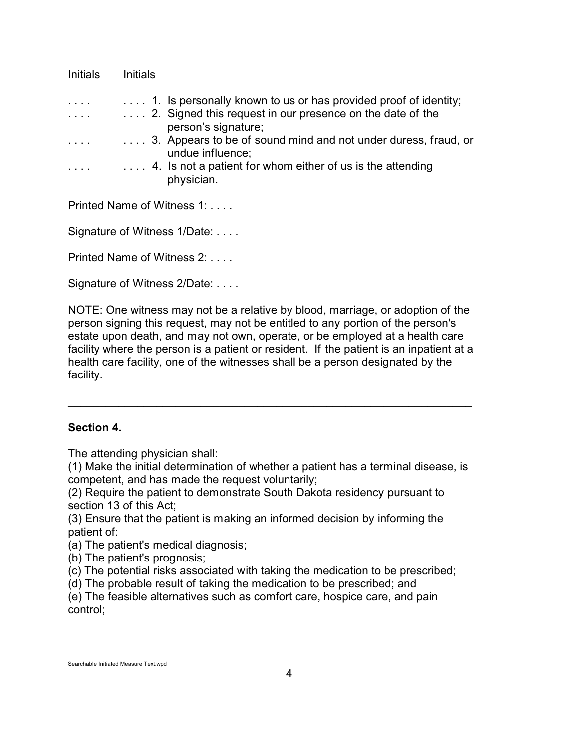| Initials | Initials | |
|---|---|---|
| . . . . | . . . . | 1. Is personally known to us or has provided proof of identity; |
| . . . . | . . . . | 2. Signed this request in our presence on the date of the person's signature; |
| . . . . | . . . . | 3. Appears to be of sound mind and not under duress, fraud, or undue influence; |
| . . . . | . . . . | 4. Is not a patient for whom either of us is the attending physician. |

Printed Name of Witness 1: . . . .

Signature of Witness 1/Date: . . . .

Printed Name of Witness 2: . . . .

Signature of Witness 2/Date: . . . .

NOTE: One witness may not be a relative by blood, marriage, or adoption of the person signing this request, may not be entitled to any portion of the person's estate upon death, and may not own, operate, or be employed at a health care facility where the person is a patient or resident. If the patient is an inpatient at a health care facility, one of the witnesses shall be a person designated by the facility.

---

**Section 4.**

The attending physician shall:
(1) Make the initial determination of whether a patient has a terminal disease, is competent, and has made the request voluntarily;
(2) Require the patient to demonstrate South Dakota residency pursuant to section 13 of this Act;
(3) Ensure that the patient is making an informed decision by informing the patient of:
(a) The patient's medical diagnosis;
(b) The patient's prognosis;
(c) The potential risks associated with taking the medication to be prescribed;
(d) The probable result of taking the medication to be prescribed; and
(e) The feasible alternatives such as comfort care, hospice care, and pain control;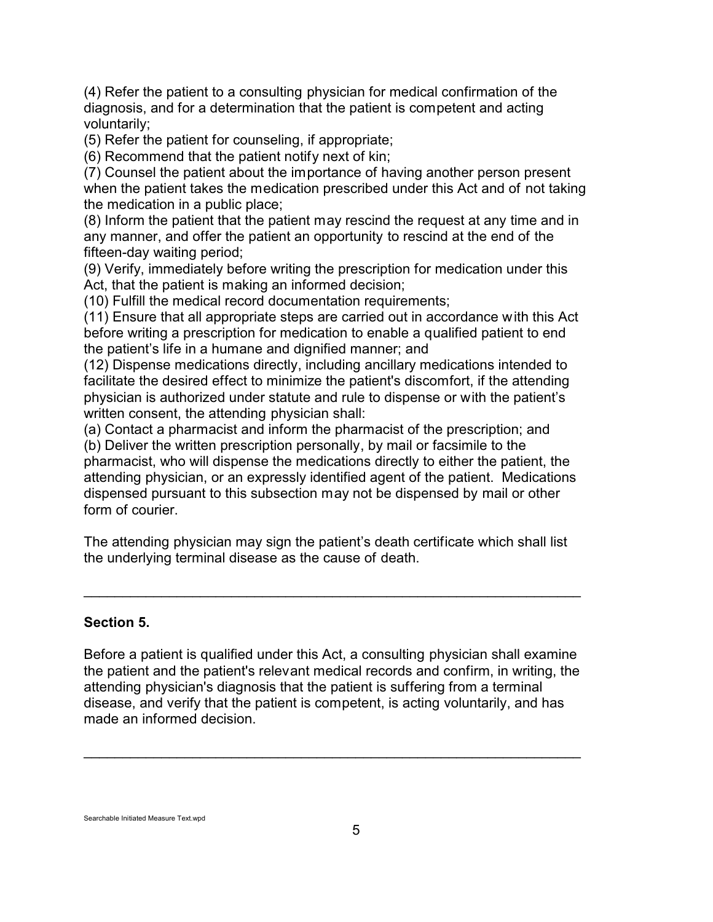(4) Refer the patient to a consulting physician for medical confirmation of the diagnosis, and for a determination that the patient is competent and acting voluntarily;

(5) Refer the patient for counseling, if appropriate;

(6) Recommend that the patient notify next of kin;

(7) Counsel the patient about the importance of having another person present when the patient takes the medication prescribed under this Act and of not taking the medication in a public place;

(8) Inform the patient that the patient may rescind the request at any time and in any manner, and offer the patient an opportunity to rescind at the end of the fifteen-day waiting period;

(9) Verify, immediately before writing the prescription for medication under this Act, that the patient is making an informed decision;

(10) Fulfill the medical record documentation requirements;

(11) Ensure that all appropriate steps are carried out in accordance with this Act before writing a prescription for medication to enable a qualified patient to end the patient's life in a humane and dignified manner; and

(12) Dispense medications directly, including ancillary medications intended to facilitate the desired effect to minimize the patient's discomfort, if the attending physician is authorized under statute and rule to dispense or with the patient's written consent, the attending physician shall:

(a) Contact a pharmacist and inform the pharmacist of the prescription; and

(b) Deliver the written prescription personally, by mail or facsimile to the pharmacist, who will dispense the medications directly to either the patient, the attending physician, or an expressly identified agent of the patient. Medications dispensed pursuant to this subsection may not be dispensed by mail or other form of courier.

The attending physician may sign the patient's death certificate which shall list the underlying terminal disease as the cause of death.

---

**Section 5.**

Before a patient is qualified under this Act, a consulting physician shall examine the patient and the patient's relevant medical records and confirm, in writing, the attending physician's diagnosis that the patient is suffering from a terminal disease, and verify that the patient is competent, is acting voluntarily, and has made an informed decision.

---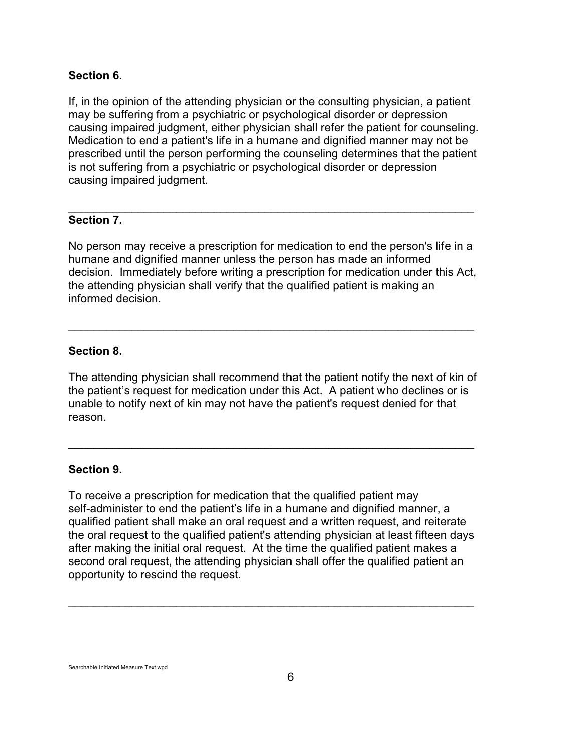**Section 6.**

If, in the opinion of the attending physician or the consulting physician, a patient may be suffering from a psychiatric or psychological disorder or depression causing impaired judgment, either physician shall refer the patient for counseling. Medication to end a patient's life in a humane and dignified manner may not be prescribed until the person performing the counseling determines that the patient is not suffering from a psychiatric or psychological disorder or depression causing impaired judgment.

---

**Section 7.**

No person may receive a prescription for medication to end the person's life in a humane and dignified manner unless the person has made an informed decision. Immediately before writing a prescription for medication under this Act, the attending physician shall verify that the qualified patient is making an informed decision.

---

**Section 8.**

The attending physician shall recommend that the patient notify the next of kin of the patient's request for medication under this Act. A patient who declines or is unable to notify next of kin may not have the patient's request denied for that reason.

---

**Section 9.**

To receive a prescription for medication that the qualified patient may self-administer to end the patient's life in a humane and dignified manner, a qualified patient shall make an oral request and a written request, and reiterate the oral request to the qualified patient's attending physician at least fifteen days after making the initial oral request. At the time the qualified patient makes a second oral request, the attending physician shall offer the qualified patient an opportunity to rescind the request.

---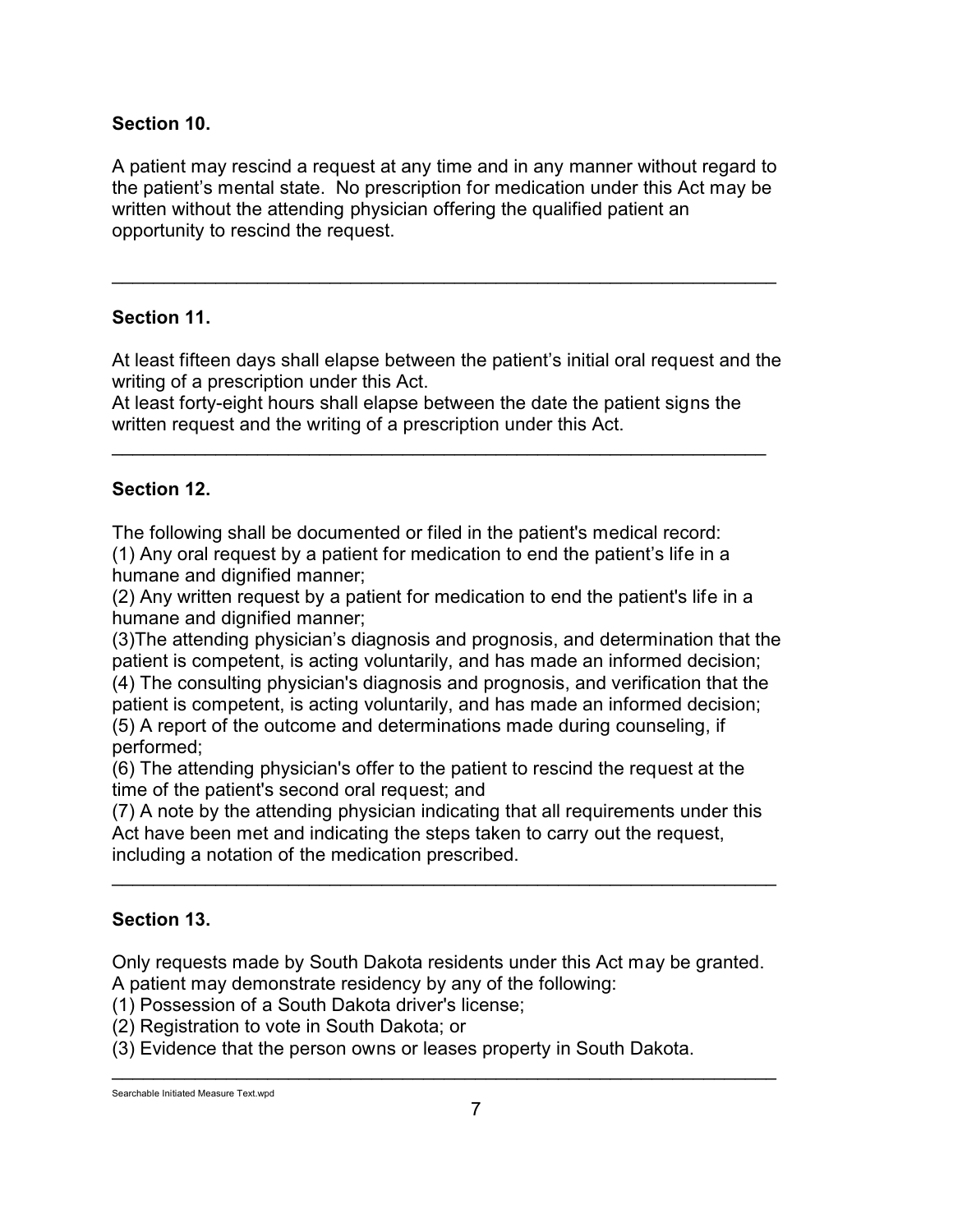**Section 10.**

A patient may rescind a request at any time and in any manner without regard to the patient's mental state. No prescription for medication under this Act may be written without the attending physician offering the qualified patient an opportunity to rescind the request.

---

**Section 11.**

At least fifteen days shall elapse between the patient's initial oral request and the writing of a prescription under this Act.
At least forty-eight hours shall elapse between the date the patient signs the written request and the writing of a prescription under this Act.

---

**Section 12.**

The following shall be documented or filed in the patient's medical record:
(1) Any oral request by a patient for medication to end the patient's life in a humane and dignified manner;
(2) Any written request by a patient for medication to end the patient's life in a humane and dignified manner;
(3)The attending physician's diagnosis and prognosis, and determination that the patient is competent, is acting voluntarily, and has made an informed decision;
(4) The consulting physician's diagnosis and prognosis, and verification that the patient is competent, is acting voluntarily, and has made an informed decision;
(5) A report of the outcome and determinations made during counseling, if performed;
(6) The attending physician's offer to the patient to rescind the request at the time of the patient's second oral request; and
(7) A note by the attending physician indicating that all requirements under this Act have been met and indicating the steps taken to carry out the request, including a notation of the medication prescribed.

---

**Section 13.**

Only requests made by South Dakota residents under this Act may be granted.
A patient may demonstrate residency by any of the following:
(1) Possession of a South Dakota driver's license;
(2) Registration to vote in South Dakota; or
(3) Evidence that the person owns or leases property in South Dakota.

---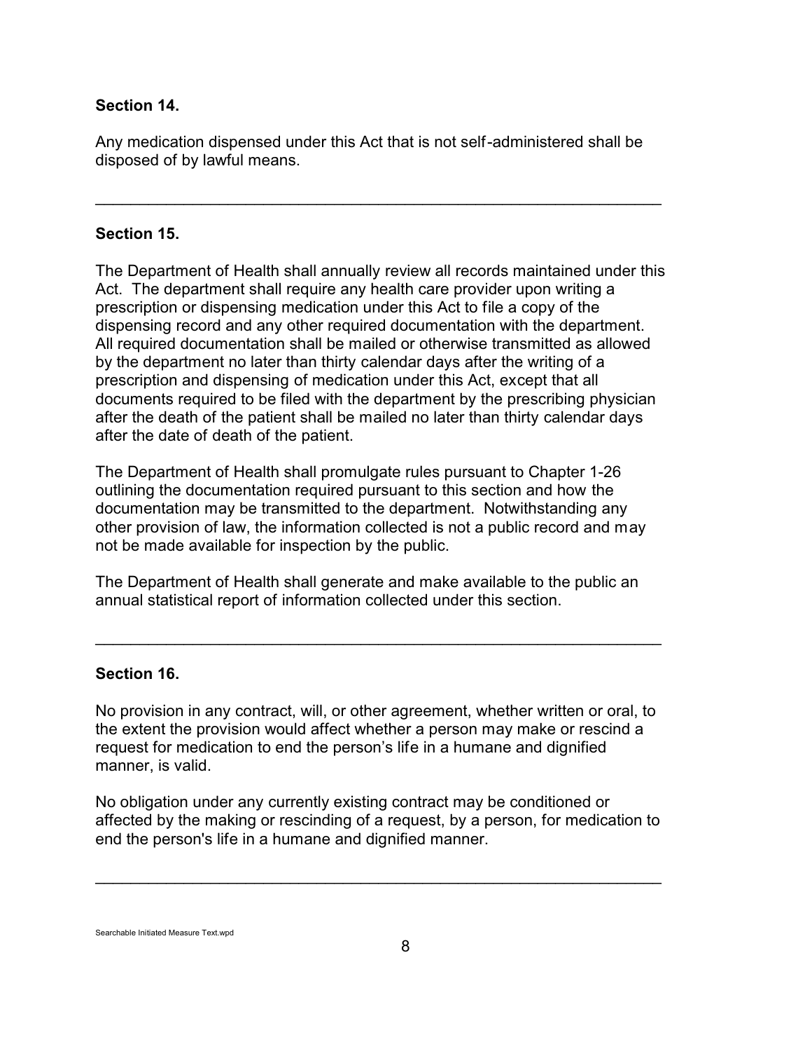**Section 14.**

Any medication dispensed under this Act that is not self-administered shall be disposed of by lawful means.

---

**Section 15.**

The Department of Health shall annually review all records maintained under this Act. The department shall require any health care provider upon writing a prescription or dispensing medication under this Act to file a copy of the dispensing record and any other required documentation with the department. All required documentation shall be mailed or otherwise transmitted as allowed by the department no later than thirty calendar days after the writing of a prescription and dispensing of medication under this Act, except that all documents required to be filed with the department by the prescribing physician after the death of the patient shall be mailed no later than thirty calendar days after the date of death of the patient.

The Department of Health shall promulgate rules pursuant to Chapter 1-26 outlining the documentation required pursuant to this section and how the documentation may be transmitted to the department. Notwithstanding any other provision of law, the information collected is not a public record and may not be made available for inspection by the public.

The Department of Health shall generate and make available to the public an annual statistical report of information collected under this section.

---

**Section 16.**

No provision in any contract, will, or other agreement, whether written or oral, to the extent the provision would affect whether a person may make or rescind a request for medication to end the person's life in a humane and dignified manner, is valid.

No obligation under any currently existing contract may be conditioned or affected by the making or rescinding of a request, by a person, for medication to end the person's life in a humane and dignified manner.

---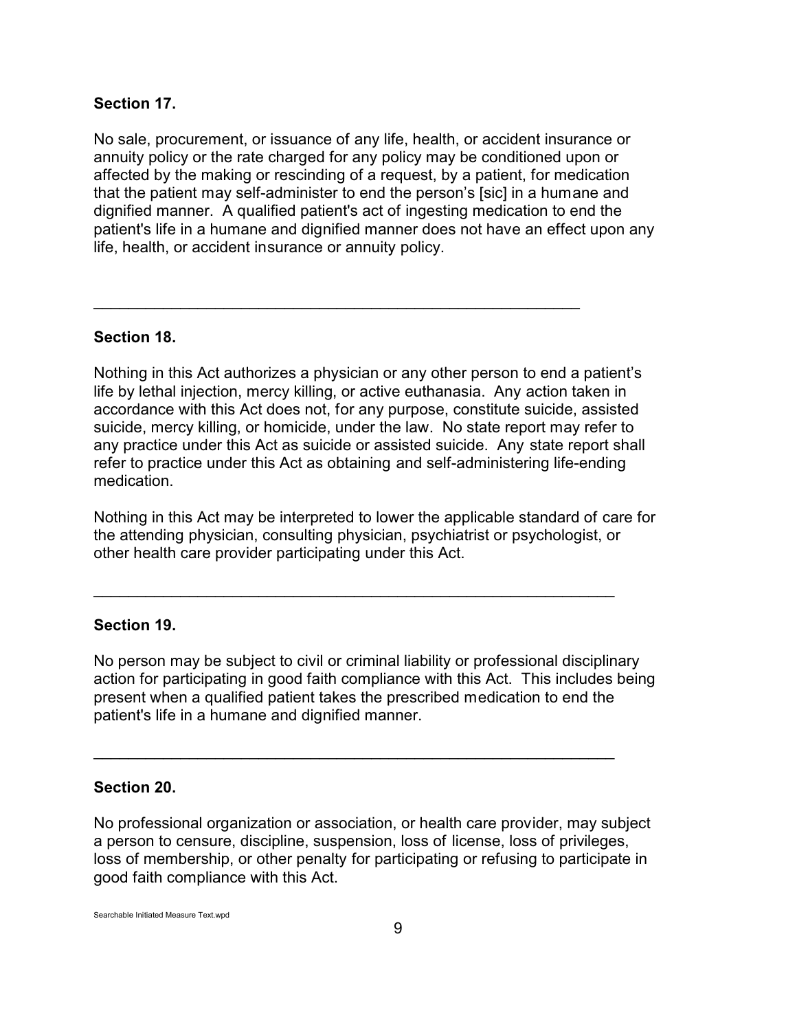**Section 17.**

No sale, procurement, or issuance of any life, health, or accident insurance or annuity policy or the rate charged for any policy may be conditioned upon or affected by the making or rescinding of a request, by a patient, for medication that the patient may self-administer to end the person's [sic] in a humane and dignified manner. A qualified patient's act of ingesting medication to end the patient's life in a humane and dignified manner does not have an effect upon any life, health, or accident insurance or annuity policy.

---

**Section 18.**

Nothing in this Act authorizes a physician or any other person to end a patient's life by lethal injection, mercy killing, or active euthanasia. Any action taken in accordance with this Act does not, for any purpose, constitute suicide, assisted suicide, mercy killing, or homicide, under the law. No state report may refer to any practice under this Act as suicide or assisted suicide. Any state report shall refer to practice under this Act as obtaining and self-administering life-ending medication.

Nothing in this Act may be interpreted to lower the applicable standard of care for the attending physician, consulting physician, psychiatrist or psychologist, or other health care provider participating under this Act.

---

**Section 19.**

No person may be subject to civil or criminal liability or professional disciplinary action for participating in good faith compliance with this Act. This includes being present when a qualified patient takes the prescribed medication to end the patient's life in a humane and dignified manner.

---

**Section 20.**

No professional organization or association, or health care provider, may subject a person to censure, discipline, suspension, loss of license, loss of privileges, loss of membership, or other penalty for participating or refusing to participate in good faith compliance with this Act.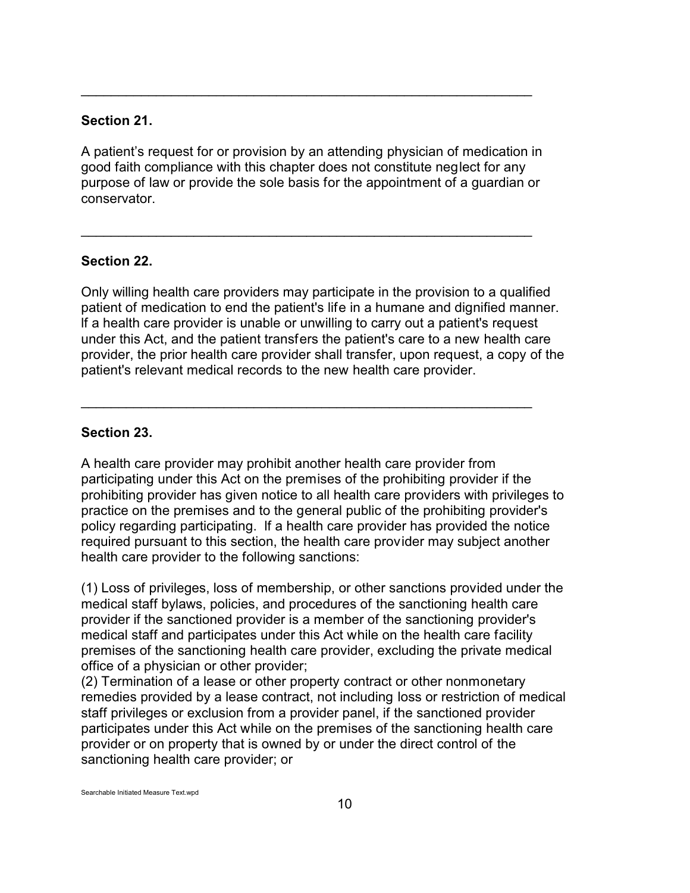---

**Section 21.**

A patient's request for or provision by an attending physician of medication in good faith compliance with this chapter does not constitute neglect for any purpose of law or provide the sole basis for the appointment of a guardian or conservator.

---

**Section 22.**

Only willing health care providers may participate in the provision to a qualified patient of medication to end the patient's life in a humane and dignified manner. If a health care provider is unable or unwilling to carry out a patient's request under this Act, and the patient transfers the patient's care to a new health care provider, the prior health care provider shall transfer, upon request, a copy of the patient's relevant medical records to the new health care provider.

---

**Section 23.**

A health care provider may prohibit another health care provider from participating under this Act on the premises of the prohibiting provider if the prohibiting provider has given notice to all health care providers with privileges to practice on the premises and to the general public of the prohibiting provider's policy regarding participating. If a health care provider has provided the notice required pursuant to this section, the health care provider may subject another health care provider to the following sanctions:

(1) Loss of privileges, loss of membership, or other sanctions provided under the medical staff bylaws, policies, and procedures of the sanctioning health care provider if the sanctioned provider is a member of the sanctioning provider's medical staff and participates under this Act while on the health care facility premises of the sanctioning health care provider, excluding the private medical office of a physician or other provider;
(2) Termination of a lease or other property contract or other nonmonetary remedies provided by a lease contract, not including loss or restriction of medical staff privileges or exclusion from a provider panel, if the sanctioned provider participates under this Act while on the premises of the sanctioning health care provider or on property that is owned by or under the direct control of the sanctioning health care provider; or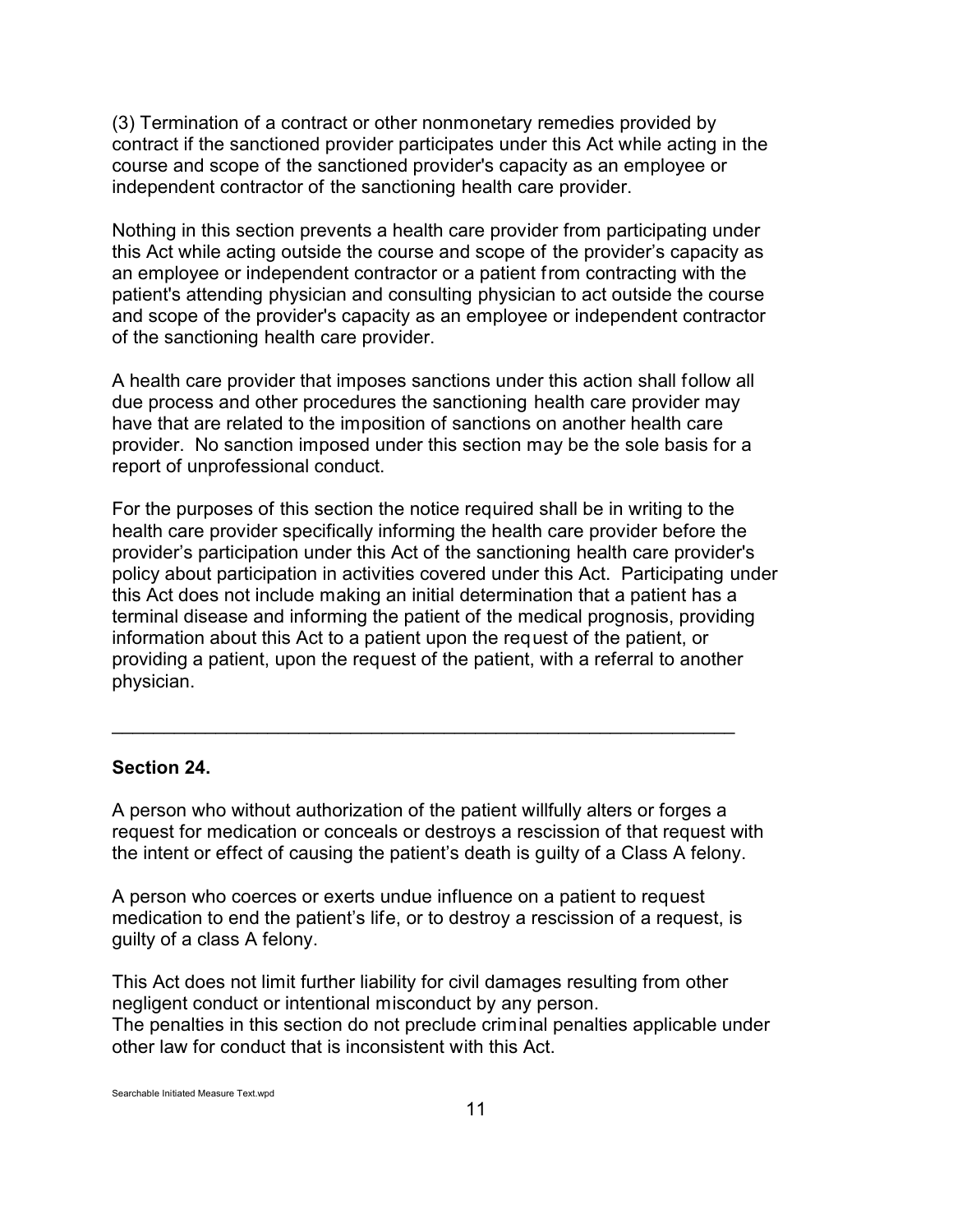(3) Termination of a contract or other nonmonetary remedies provided by contract if the sanctioned provider participates under this Act while acting in the course and scope of the sanctioned provider's capacity as an employee or independent contractor of the sanctioning health care provider.

Nothing in this section prevents a health care provider from participating under this Act while acting outside the course and scope of the provider's capacity as an employee or independent contractor or a patient from contracting with the patient's attending physician and consulting physician to act outside the course and scope of the provider's capacity as an employee or independent contractor of the sanctioning health care provider.

A health care provider that imposes sanctions under this action shall follow all due process and other procedures the sanctioning health care provider may have that are related to the imposition of sanctions on another health care provider. No sanction imposed under this section may be the sole basis for a report of unprofessional conduct.

For the purposes of this section the notice required shall be in writing to the health care provider specifically informing the health care provider before the provider's participation under this Act of the sanctioning health care provider's policy about participation in activities covered under this Act. Participating under this Act does not include making an initial determination that a patient has a terminal disease and informing the patient of the medical prognosis, providing information about this Act to a patient upon the request of the patient, or providing a patient, upon the request of the patient, with a referral to another physician.

---

**Section 24.**

A person who without authorization of the patient willfully alters or forges a request for medication or conceals or destroys a rescission of that request with the intent or effect of causing the patient's death is guilty of a Class A felony.

A person who coerces or exerts undue influence on a patient to request medication to end the patient's life, or to destroy a rescission of a request, is guilty of a class A felony.

This Act does not limit further liability for civil damages resulting from other negligent conduct or intentional misconduct by any person.
The penalties in this section do not preclude criminal penalties applicable under other law for conduct that is inconsistent with this Act.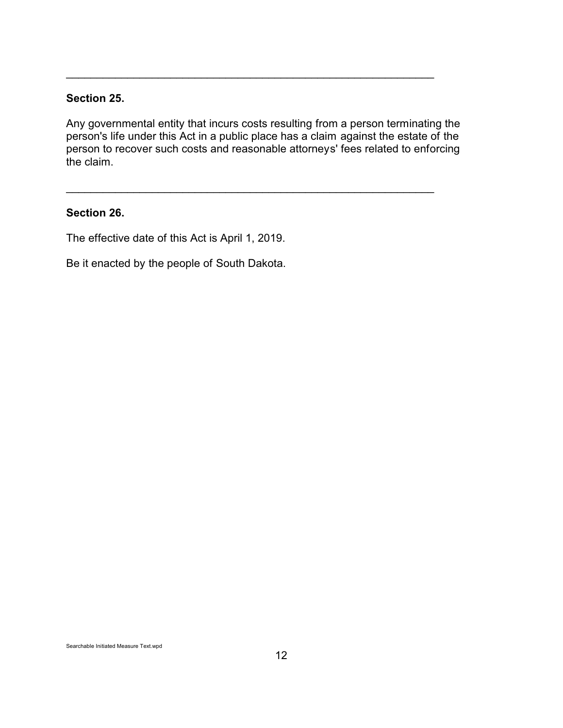---

**Section 25.**

Any governmental entity that incurs costs resulting from a person terminating the person's life under this Act in a public place has a claim against the estate of the person to recover such costs and reasonable attorneys' fees related to enforcing the claim.

---

**Section 26.**

The effective date of this Act is April 1, 2019.

Be it enacted by the people of South Dakota.

Searchable Initiated Measure Text.wpd